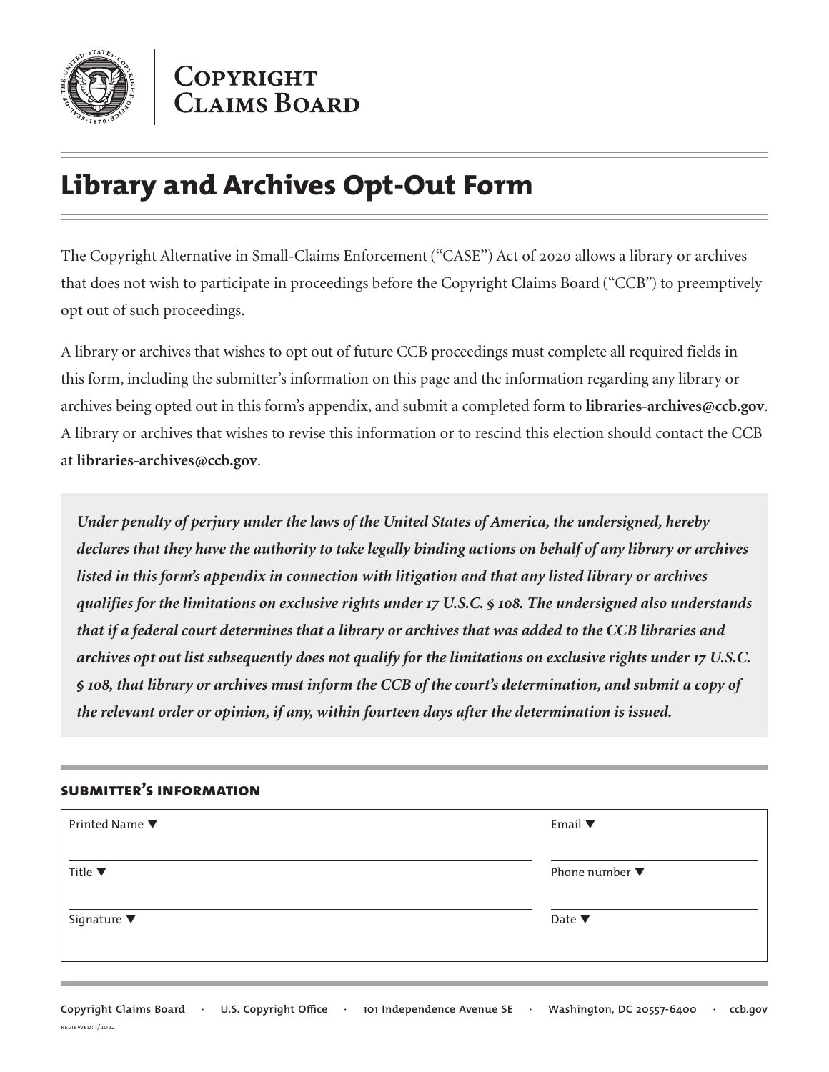# Copyright Claims Board

## Library and Archives Opt-Out Form

The Copyright Alternative in Small-Claims Enforcement ("CASE") Act of 2020 allows a library or archives that does not wish to participate in proceedings before the Copyright Claims Board ("CCB") to preemptively opt out of such proceedings.

A library or archives that wishes to opt out of future CCB proceedings must complete all required fields in this form, including the submitter's information on this page and the information regarding any library or archives being opted out in this form's appendix, and submit a completed form to **libraries-archives@ccb.gov**. A library or archives that wishes to revise this information or to rescind this election should contact the CCB at **libraries-archives@ccb.gov**.

***Under penalty of perjury under the laws of the United States of America, the undersigned, hereby declares that they have the authority to take legally binding actions on behalf of any library or archives listed in this form's appendix in connection with litigation and that any listed library or archives qualifies for the limitations on exclusive rights under 17 U.S.C. § 108. The undersigned also understands that if a federal court determines that a library or archives that was added to the CCB libraries and archives opt out list subsequently does not qualify for the limitations on exclusive rights under 17 U.S.C. § 108, that library or archives must inform the CCB of the court's determination, and submit a copy of the relevant order or opinion, if any, within fourteen days after the determination is issued.***

### SUBMITTER'S INFORMATION

| Printed Name ▼ | Email ▼ |
| --- | --- |
| Title ▼ | Phone number ▼ |
| Signature ▼ | Date ▼ |

Copyright Claims Board · U.S. Copyright Office · 101 Independence Avenue SE · Washington, DC 20557-6400 · ccb.gov

REVIEWED: 1/2022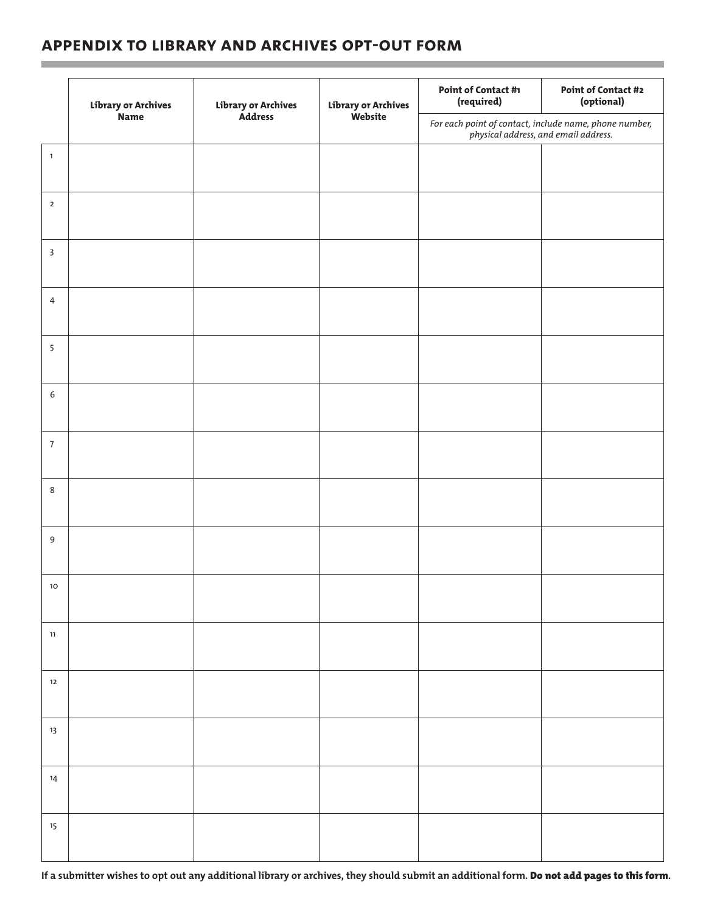## APPENDIX TO LIBRARY AND ARCHIVES OPT-OUT FORM

| | Library or Archives Name | Library or Archives Address | Library or Archives Website | Point of Contact #1 (required) | Point of Contact #2 (optional) |
|---|---|---|---|---|---|
| | | | | *For each point of contact, include name, phone number, physical address, and email address.* | |
| 1 | | | | | |
| 2 | | | | | |
| 3 | | | | | |
| 4 | | | | | |
| 5 | | | | | |
| 6 | | | | | |
| 7 | | | | | |
| 8 | | | | | |
| 9 | | | | | |
| 10 | | | | | |
| 11 | | | | | |
| 12 | | | | | |
| 13 | | | | | |
| 14 | | | | | |
| 15 | | | | | |

**If a submitter wishes to opt out any additional library or archives, they should submit an additional form. Do not add pages to this form.**